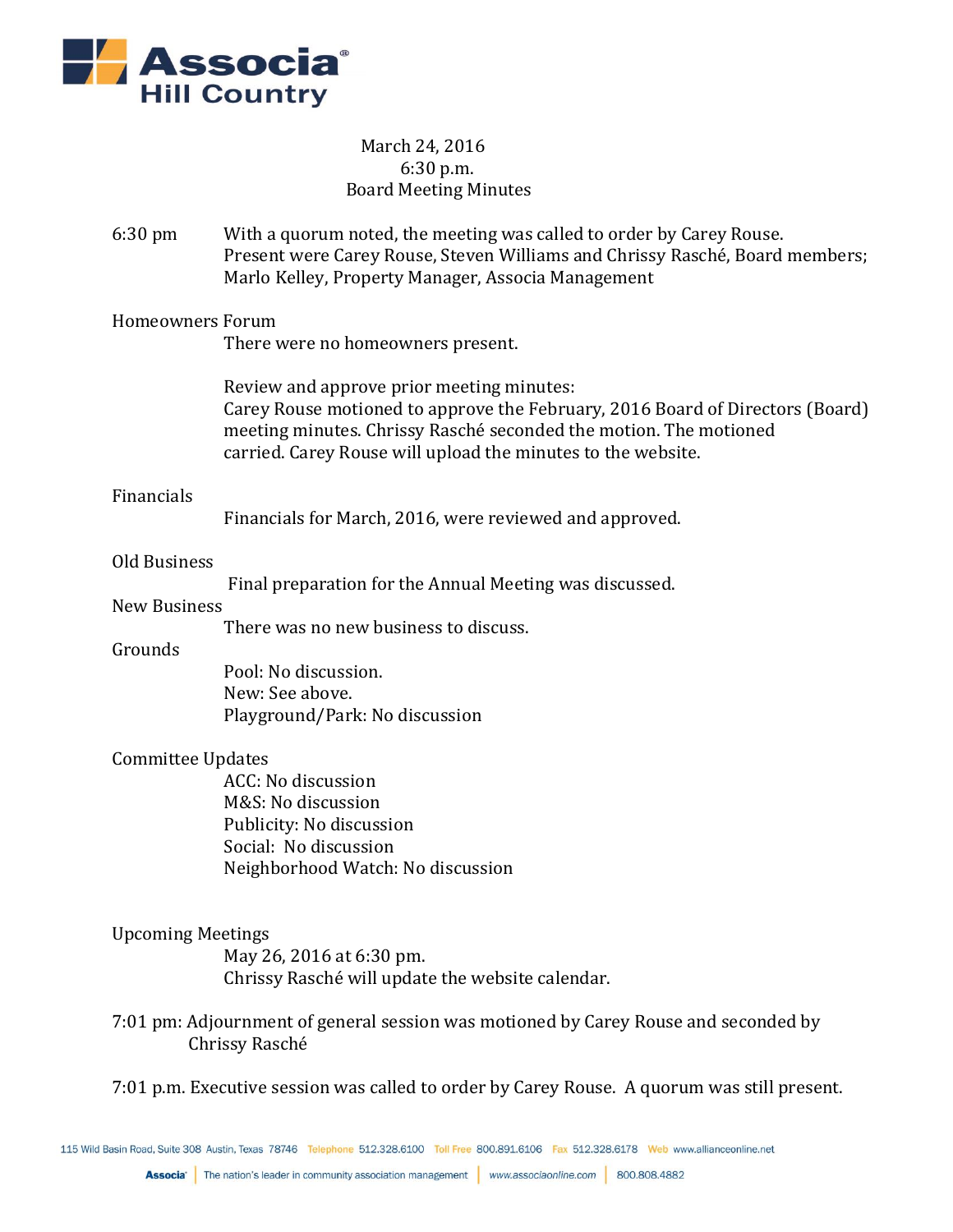# Associa Hill Country

March 24, 2016
6:30 p.m.
Board Meeting Minutes

6:30 pm With a quorum noted, the meeting was called to order by Carey Rouse. Present were Carey Rouse, Steven Williams and Chrissy Rasché, Board members; Marlo Kelley, Property Manager, Associa Management

**Homeowners Forum**

There were no homeowners present.

Review and approve prior meeting minutes:
Carey Rouse motioned to approve the February, 2016 Board of Directors (Board) meeting minutes. Chrissy Rasché seconded the motion. The motioned carried. Carey Rouse will upload the minutes to the website.

**Financials**

Financials for March, 2016, were reviewed and approved.

**Old Business**

Final preparation for the Annual Meeting was discussed.

**New Business**

There was no new business to discuss.

**Grounds**

Pool: No discussion.
New: See above.
Playground/Park: No discussion

**Committee Updates**

ACC: No discussion
M&S: No discussion
Publicity: No discussion
Social: No discussion
Neighborhood Watch: No discussion

**Upcoming Meetings**

May 26, 2016 at 6:30 pm.
Chrissy Rasché will update the website calendar.

7:01 pm: Adjournment of general session was motioned by Carey Rouse and seconded by Chrissy Rasché

7:01 p.m. Executive session was called to order by Carey Rouse. A quorum was still present.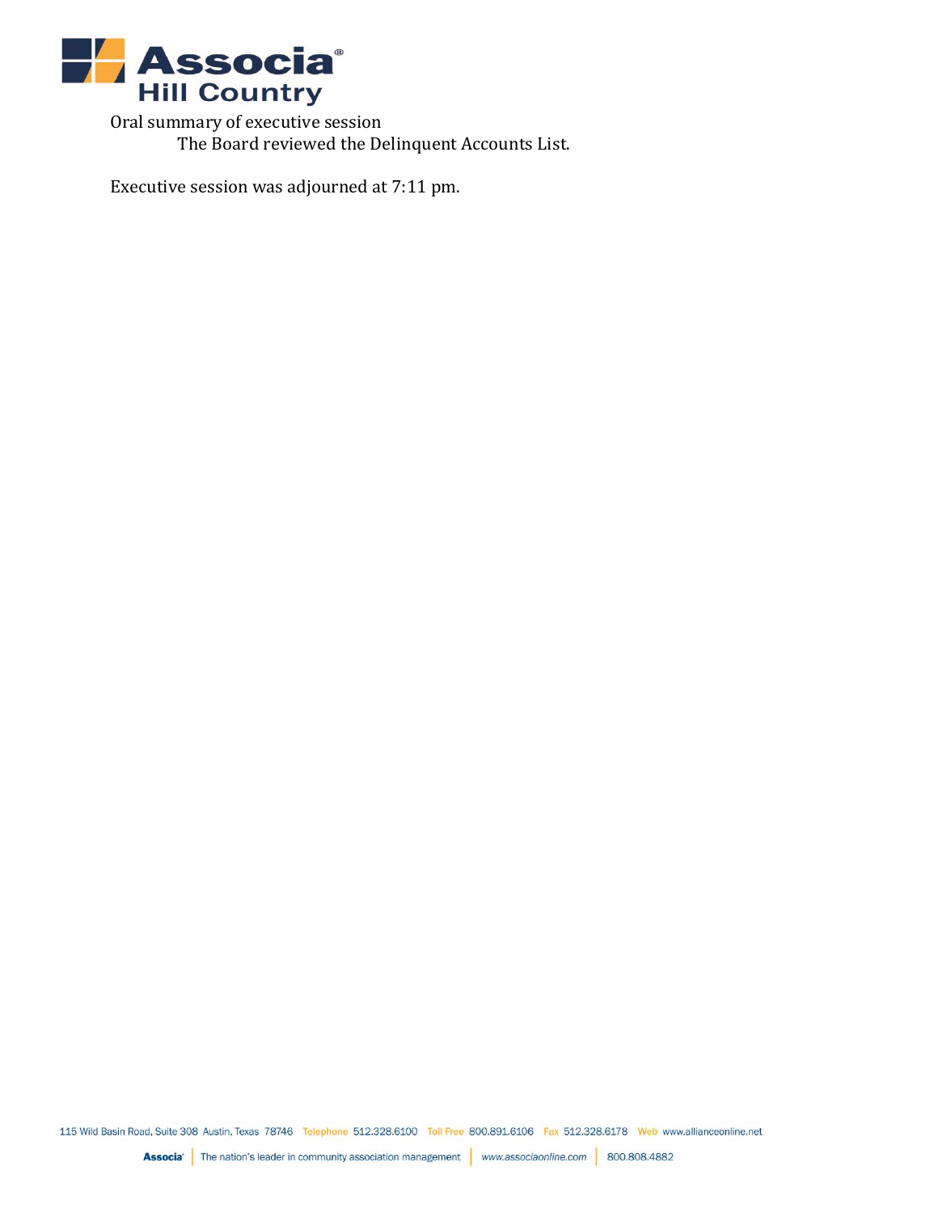Oral summary of executive session

The Board reviewed the Delinquent Accounts List.

Executive session was adjourned at 7:11 pm.